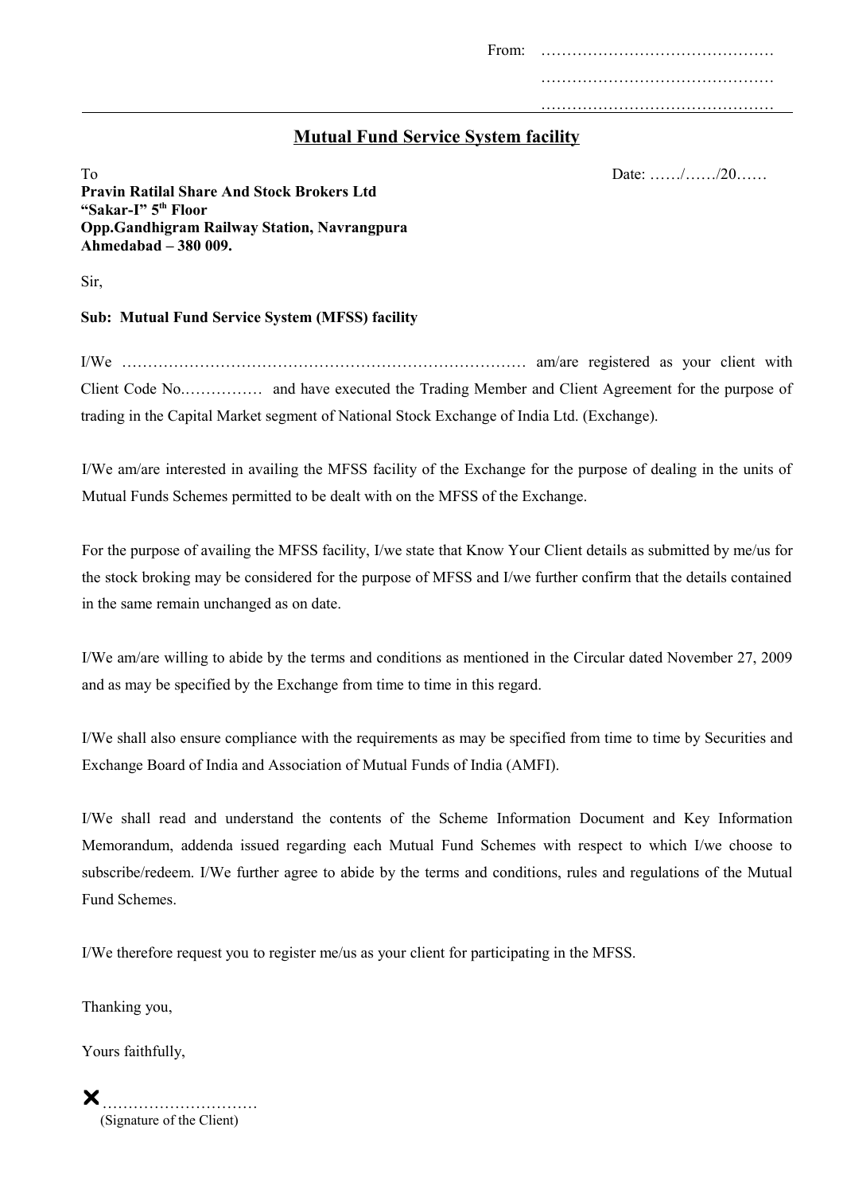From: ……………………………………
……………………………………
……………………………………

## Mutual Fund Service System facility

To Date: ……/……/20……

**Pravin Ratilal Share And Stock Brokers Ltd**
**"Sakar-I" 5th Floor**
**Opp.Gandhigram Railway Station, Navrangpura**
**Ahmedabad – 380 009.**

Sir,

**Sub: Mutual Fund Service System (MFSS) facility**

I/We ……………………………………………………………… am/are registered as your client with Client Code No.…………… and have executed the Trading Member and Client Agreement for the purpose of trading in the Capital Market segment of National Stock Exchange of India Ltd. (Exchange).

I/We am/are interested in availing the MFSS facility of the Exchange for the purpose of dealing in the units of Mutual Funds Schemes permitted to be dealt with on the MFSS of the Exchange.

For the purpose of availing the MFSS facility, I/we state that Know Your Client details as submitted by me/us for the stock broking may be considered for the purpose of MFSS and I/we further confirm that the details contained in the same remain unchanged as on date.

I/We am/are willing to abide by the terms and conditions as mentioned in the Circular dated November 27, 2009 and as may be specified by the Exchange from time to time in this regard.

I/We shall also ensure compliance with the requirements as may be specified from time to time by Securities and Exchange Board of India and Association of Mutual Funds of India (AMFI).

I/We shall read and understand the contents of the Scheme Information Document and Key Information Memorandum, addenda issued regarding each Mutual Fund Schemes with respect to which I/we choose to subscribe/redeem. I/We further agree to abide by the terms and conditions, rules and regulations of the Mutual Fund Schemes.

I/We therefore request you to register me/us as your client for participating in the MFSS.

Thanking you,

Yours faithfully,

✘…………………………
(Signature of the Client)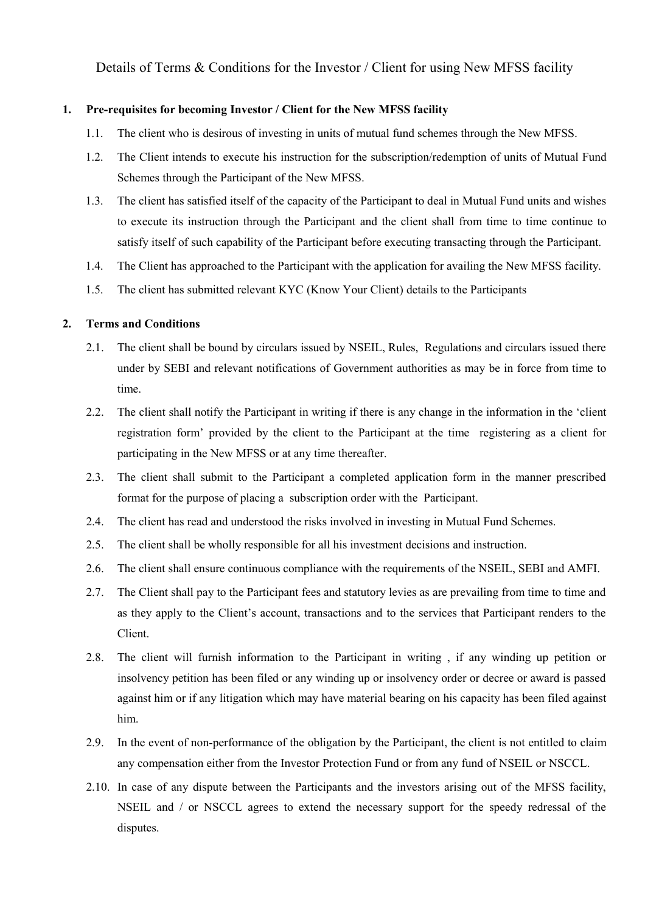# Details of Terms & Conditions for the Investor / Client for using New MFSS facility

1. **Pre-requisites for becoming Investor / Client for the New MFSS facility**

    1.1. The client who is desirous of investing in units of mutual fund schemes through the New MFSS.

    1.2. The Client intends to execute his instruction for the subscription/redemption of units of Mutual Fund Schemes through the Participant of the New MFSS.

    1.3. The client has satisfied itself of the capacity of the Participant to deal in Mutual Fund units and wishes to execute its instruction through the Participant and the client shall from time to time continue to satisfy itself of such capability of the Participant before executing transacting through the Participant.

    1.4. The Client has approached to the Participant with the application for availing the New MFSS facility.

    1.5. The client has submitted relevant KYC (Know Your Client) details to the Participants

2. **Terms and Conditions**

    2.1. The client shall be bound by circulars issued by NSEIL, Rules, Regulations and circulars issued there under by SEBI and relevant notifications of Government authorities as may be in force from time to time.

    2.2. The client shall notify the Participant in writing if there is any change in the information in the 'client registration form' provided by the client to the Participant at the time registering as a client for participating in the New MFSS or at any time thereafter.

    2.3. The client shall submit to the Participant a completed application form in the manner prescribed format for the purpose of placing a subscription order with the Participant.

    2.4. The client has read and understood the risks involved in investing in Mutual Fund Schemes.

    2.5. The client shall be wholly responsible for all his investment decisions and instruction.

    2.6. The client shall ensure continuous compliance with the requirements of the NSEIL, SEBI and AMFI.

    2.7. The Client shall pay to the Participant fees and statutory levies as are prevailing from time to time and as they apply to the Client's account, transactions and to the services that Participant renders to the Client.

    2.8. The client will furnish information to the Participant in writing , if any winding up petition or insolvency petition has been filed or any winding up or insolvency order or decree or award is passed against him or if any litigation which may have material bearing on his capacity has been filed against him.

    2.9. In the event of non-performance of the obligation by the Participant, the client is not entitled to claim any compensation either from the Investor Protection Fund or from any fund of NSEIL or NSCCL.

    2.10. In case of any dispute between the Participants and the investors arising out of the MFSS facility, NSEIL and / or NSCCL agrees to extend the necessary support for the speedy redressal of the disputes.